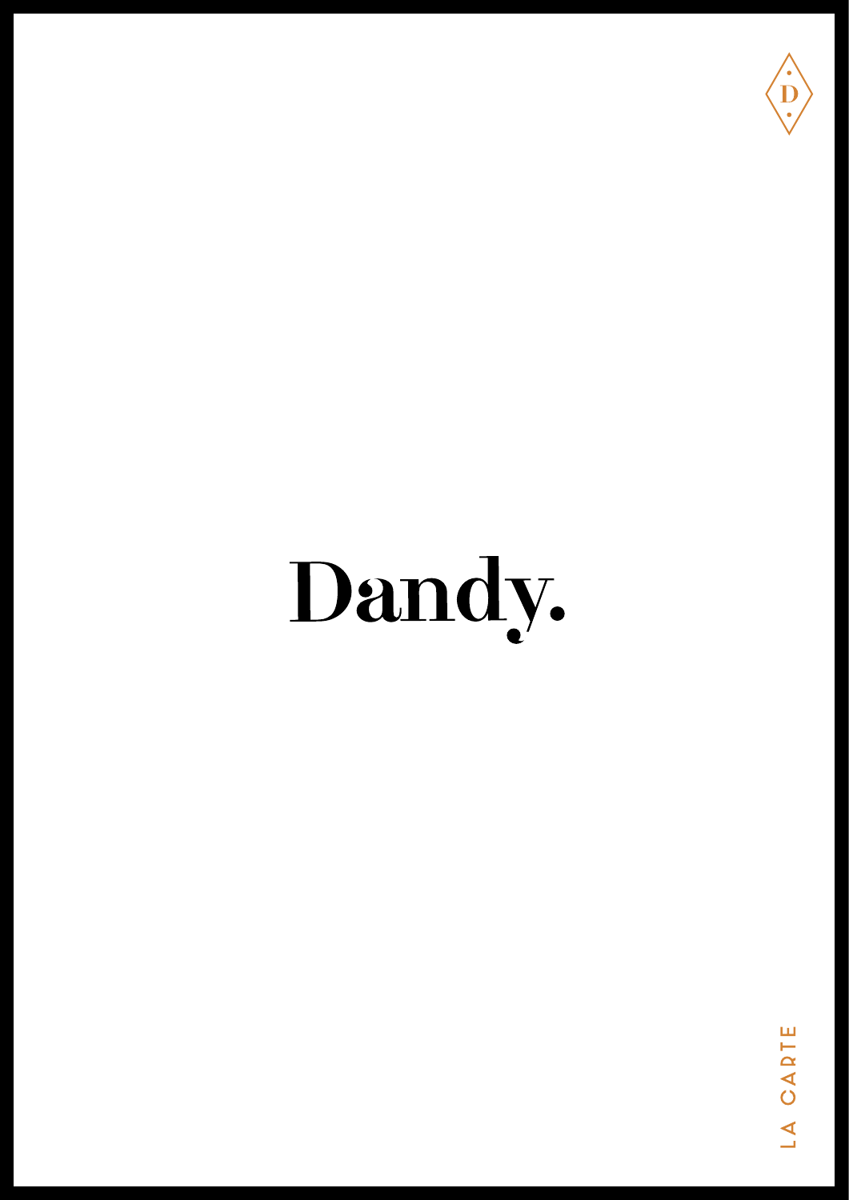D

# Dandy.

LA CARTE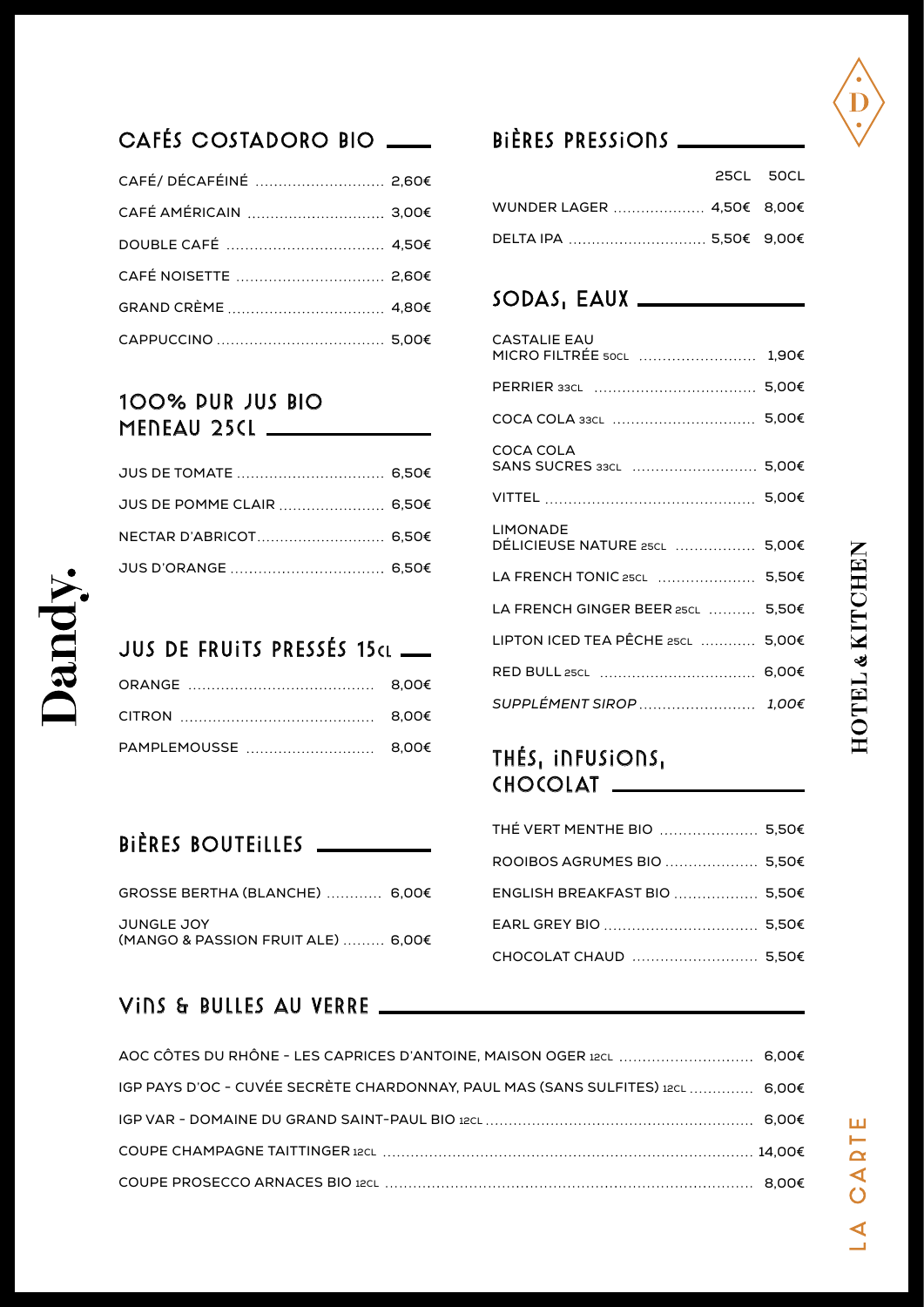## CAFÉS COSTADORO BIO

- CAFÉ/ DÉCAFÉINÉ ........ 2,60€
- CAFÉ AMÉRICAIN ........ 3,00€
- DOUBLE CAFÉ ........ 4,50€
- CAFÉ NOISETTE ........ 2,60€
- GRAND CRÈME ........ 4,80€
- CAPPUCCINO ........ 5,00€

## 100% PUR JUS BIO MENEAU 25CL

- JUS DE TOMATE ........ 6,50€
- JUS DE POMME CLAIR ........ 6,50€
- NECTAR D'ABRICOT ........ 6,50€
- JUS D'ORANGE ........ 6,50€

## JUS DE FRUITS PRESSÉS 15CL

- ORANGE ........ 8,00€
- CITRON ........ 8,00€
- PAMPLEMOUSSE ........ 8,00€

## BIÈRES BOUTEILLES

- GROSSE BERTHA (BLANCHE) ........ 6,00€
- JUNGLE JOY (MANGO & PASSION FRUIT ALE) ........ 6,00€

## BIÈRES PRESSIONS

| | 25CL | 50CL |
|---|---|---|
| WUNDER LAGER | 4,50€ | 8,00€ |
| DELTA IPA | 5,50€ | 9,00€ |

## SODAS, EAUX

- CASTALIE EAU MICRO FILTRÉE 50CL ........ 1,90€
- PERRIER 33CL ........ 5,00€
- COCA COLA 33CL ........ 5,00€
- COCA COLA SANS SUCRES 33CL ........ 5,00€
- VITTEL ........ 5,00€
- LIMONADE DÉLICIEUSE NATURE 25CL ........ 5,00€
- LA FRENCH TONIC 25CL ........ 5,50€
- LA FRENCH GINGER BEER 25CL ........ 5,50€
- LIPTON ICED TEA PÊCHE 25CL ........ 5,00€
- RED BULL 25CL ........ 6,00€
- *SUPPLÉMENT SIROP ........ 1,00€*

## THÉS, INFUSIONS, CHOCOLAT

- THÉ VERT MENTHE BIO ........ 5,50€
- ROOIBOS AGRUMES BIO ........ 5,50€
- ENGLISH BREAKFAST BIO ........ 5,50€
- EARL GREY BIO ........ 5,50€
- CHOCOLAT CHAUD ........ 5,50€

## VINS & BULLES AU VERRE

- AOC CÔTES DU RHÔNE - LES CAPRICES D'ANTOINE, MAISON OGER 12CL ........ 6,00€
- IGP PAYS D'OC - CUVÉE SECRÈTE CHARDONNAY, PAUL MAS (SANS SULFITES) 12CL ........ 6,00€
- IGP VAR - DOMAINE DU GRAND SAINT-PAUL BIO 12CL ........ 6,00€
- COUPE CHAMPAGNE TAITTINGER 12CL ........ 14,00€
- COUPE PROSECCO ARNACES BIO 12CL ........ 8,00€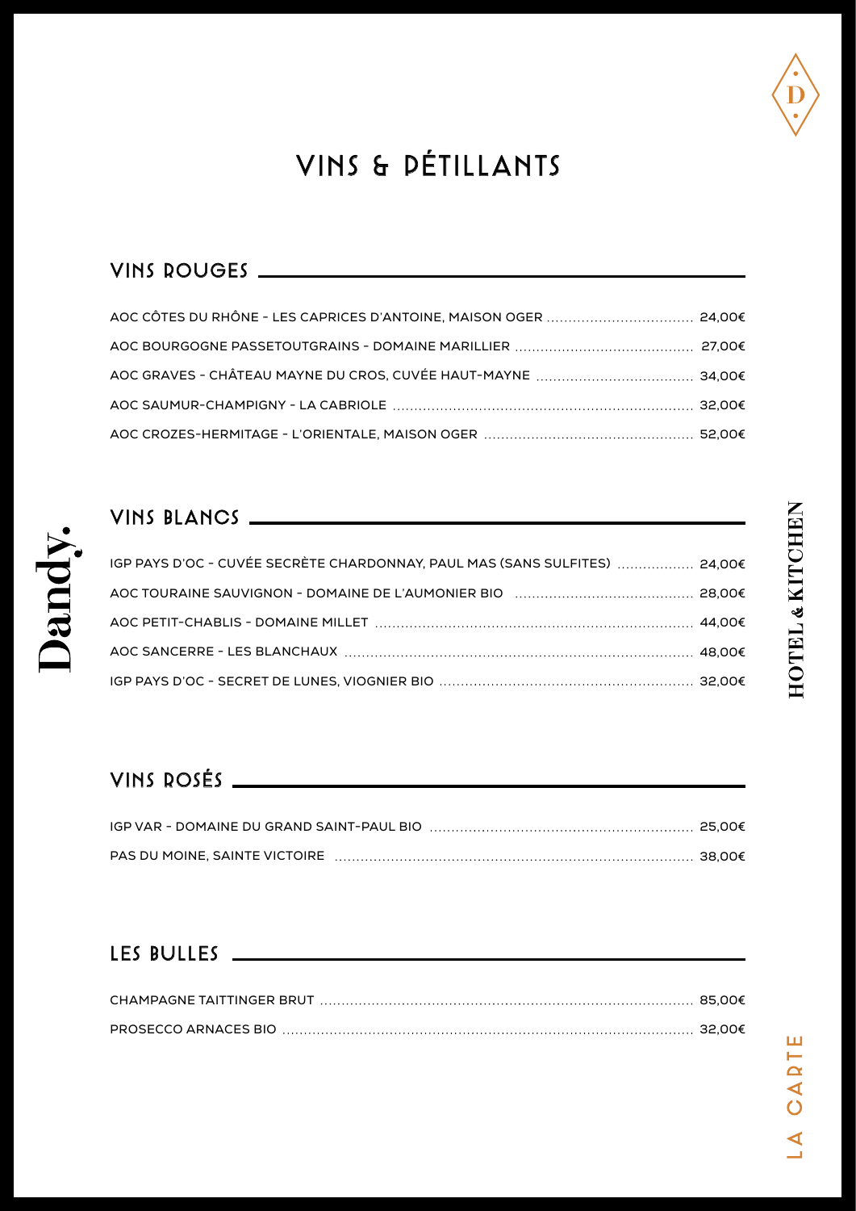# VINS & PÉTILLANTS

## VINS ROUGES

| | |
|---|---|
| AOC CÔTES DU RHÔNE - LES CAPRICES D'ANTOINE, MAISON OGER | 24,00€ |
| AOC BOURGOGNE PASSETOUTGRAINS - DOMAINE MARILLIER | 27,00€ |
| AOC GRAVES - CHÂTEAU MAYNE DU CROS, CUVÉE HAUT-MAYNE | 34,00€ |
| AOC SAUMUR-CHAMPIGNY - LA CABRIOLE | 32,00€ |
| AOC CROZES-HERMITAGE - L'ORIENTALE, MAISON OGER | 52,00€ |

## VINS BLANCS

| | |
|---|---|
| IGP PAYS D'OC - CUVÉE SECRÈTE CHARDONNAY, PAUL MAS (SANS SULFITES) | 24,00€ |
| AOC TOURAINE SAUVIGNON - DOMAINE DE L'AUMONIER BIO | 28,00€ |
| AOC PETIT-CHABLIS - DOMAINE MILLET | 44,00€ |
| AOC SANCERRE - LES BLANCHAUX | 48,00€ |
| IGP PAYS D'OC - SECRET DE LUNES, VIOGNIER BIO | 32,00€ |

## VINS ROSÉS

| | |
|---|---|
| IGP VAR - DOMAINE DU GRAND SAINT-PAUL BIO | 25,00€ |
| PAS DU MOINE, SAINTE VICTOIRE | 38,00€ |

## LES BULLES

| | |
|---|---|
| CHAMPAGNE TAITTINGER BRUT | 85,00€ |
| PROSECCO ARNACES BIO | 32,00€ |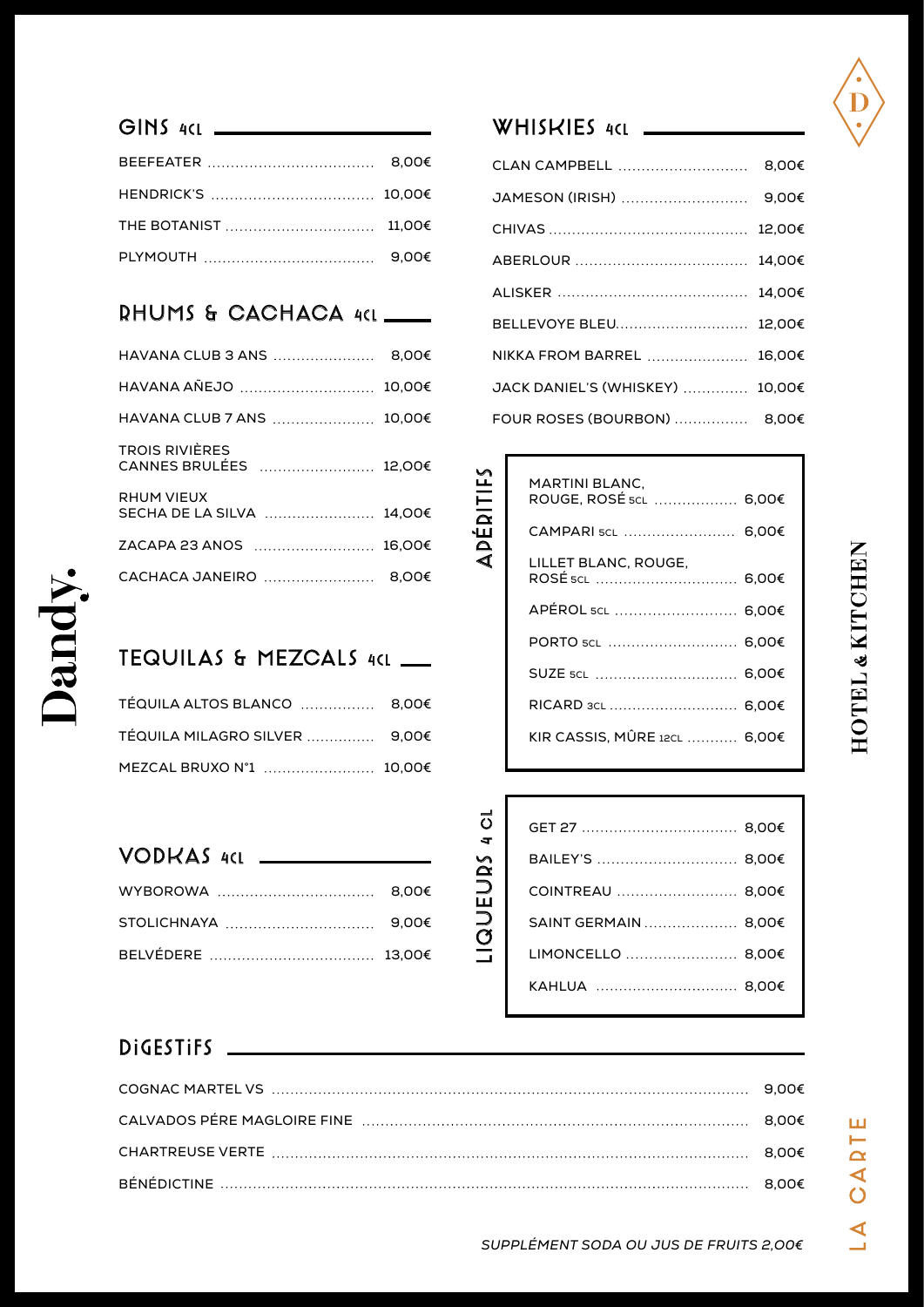## GINS 4CL

| | |
|---|---|
| BEEFEATER | 8,00€ |
| HENDRICK'S | 10,00€ |
| THE BOTANIST | 11,00€ |
| PLYMOUTH | 9,00€ |

## RHUMS & CACHACA 4CL

| | |
|---|---|
| HAVANA CLUB 3 ANS | 8,00€ |
| HAVANA AÑEJO | 10,00€ |
| HAVANA CLUB 7 ANS | 10,00€ |
| TROIS RIVIÈRES CANNES BRULÉES | 12,00€ |
| RHUM VIEUX SECHA DE LA SILVA | 14,00€ |
| ZACAPA 23 ANOS | 16,00€ |
| CACHACA JANEIRO | 8,00€ |

## TEQUILAS & MEZCALS 4CL

| | |
|---|---|
| TÉQUILA ALTOS BLANCO | 8,00€ |
| TÉQUILA MILAGRO SILVER | 9,00€ |
| MEZCAL BRUXO N°1 | 10,00€ |

## VODKAS 4CL

| | |
|---|---|
| WYBOROWA | 8,00€ |
| STOLICHNAYA | 9,00€ |
| BELVÉDERE | 13,00€ |

## WHISKIES 4CL

| | |
|---|---|
| CLAN CAMPBELL | 8,00€ |
| JAMESON (IRISH) | 9,00€ |
| CHIVAS | 12,00€ |
| ABERLOUR | 14,00€ |
| ALISKER | 14,00€ |
| BELLEVOYE BLEU | 12,00€ |
| NIKKA FROM BARREL | 16,00€ |
| JACK DANIEL'S (WHISKEY) | 10,00€ |
| FOUR ROSES (BOURBON) | 8,00€ |

## APÉRITIFS

| | |
|---|---|
| MARTINI BLANC, ROUGE, ROSÉ 5CL | 6,00€ |
| CAMPARI 5CL | 6,00€ |
| LILLET BLANC, ROUGE, ROSÉ 5CL | 6,00€ |
| APÉROL 5CL | 6,00€ |
| PORTO 5CL | 6,00€ |
| SUZE 5CL | 6,00€ |
| RICARD 3CL | 6,00€ |
| KIR CASSIS, MÛRE 12CL | 6,00€ |

## LIQUEURS 4 CL

| | |
|---|---|
| GET 27 | 8,00€ |
| BAILEY'S | 8,00€ |
| COINTREAU | 8,00€ |
| SAINT GERMAIN | 8,00€ |
| LIMONCELLO | 8,00€ |
| KAHLUA | 8,00€ |

## DIGESTIFS

| | |
|---|---|
| COGNAC MARTEL VS | 9,00€ |
| CALVADOS PÉRE MAGLOIRE FINE | 8,00€ |
| CHARTREUSE VERTE | 8,00€ |
| BÉNÉDICTINE | 8,00€ |

*SUPPLÉMENT SODA OU JUS DE FRUITS 2,00€*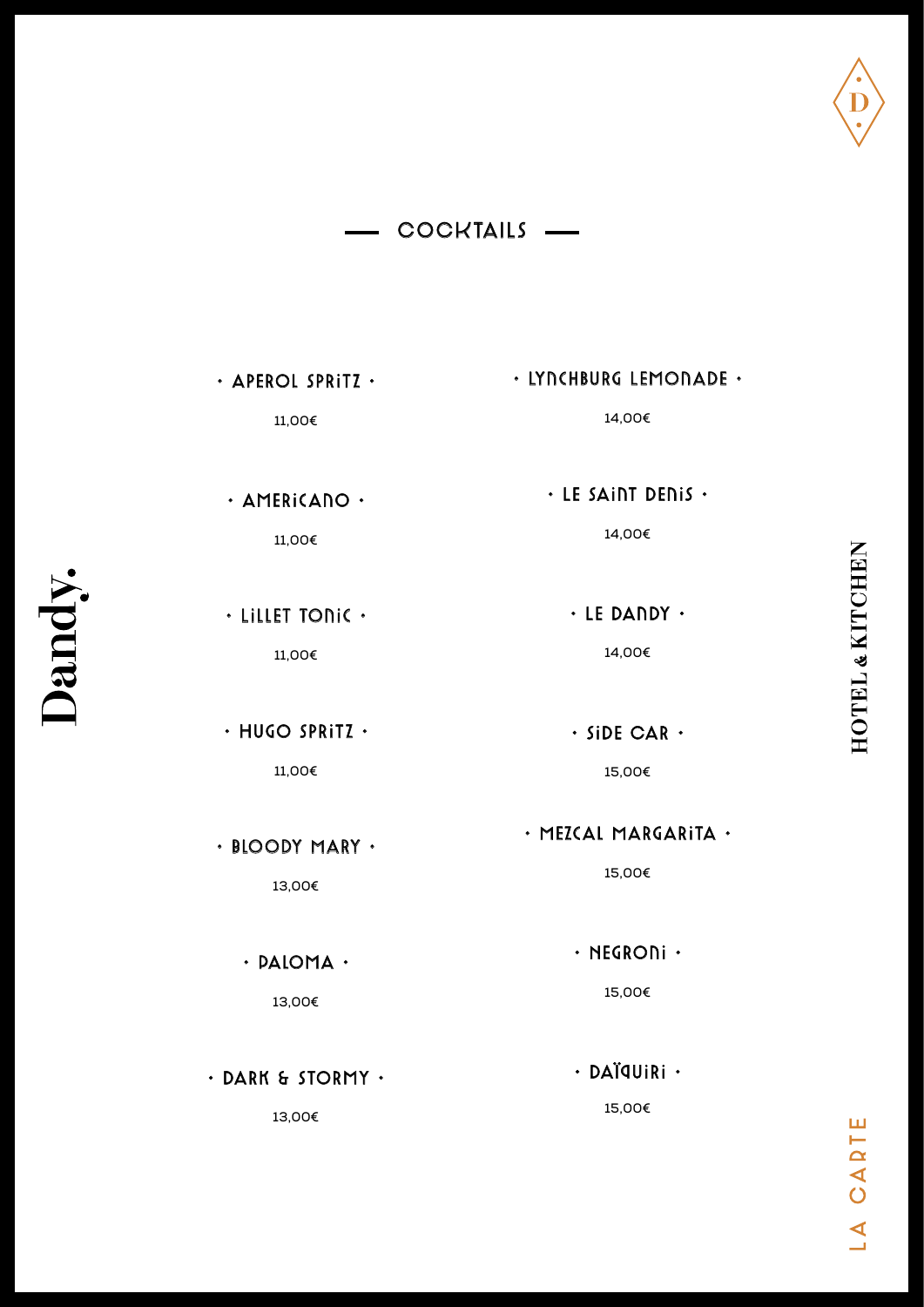## COCKTAILS

· APEROL SPRITZ ·

11,00€

· AMERICANO ·

11,00€

· LILLET TONIC ·

11,00€

· HUGO SPRITZ ·

11,00€

· BLOODY MARY ·

13,00€

· PALOMA ·

13,00€

· DARK & STORMY ·

13,00€

· LYNCHBURG LEMONADE ·

14,00€

· LE SAINT DENIS ·

14,00€

· LE DANDY ·

14,00€

· SIDE CAR ·

15,00€

· MEZCAL MARGARITA ·

15,00€

· NEGRONI ·

15,00€

· DAÏQUIRI ·

15,00€